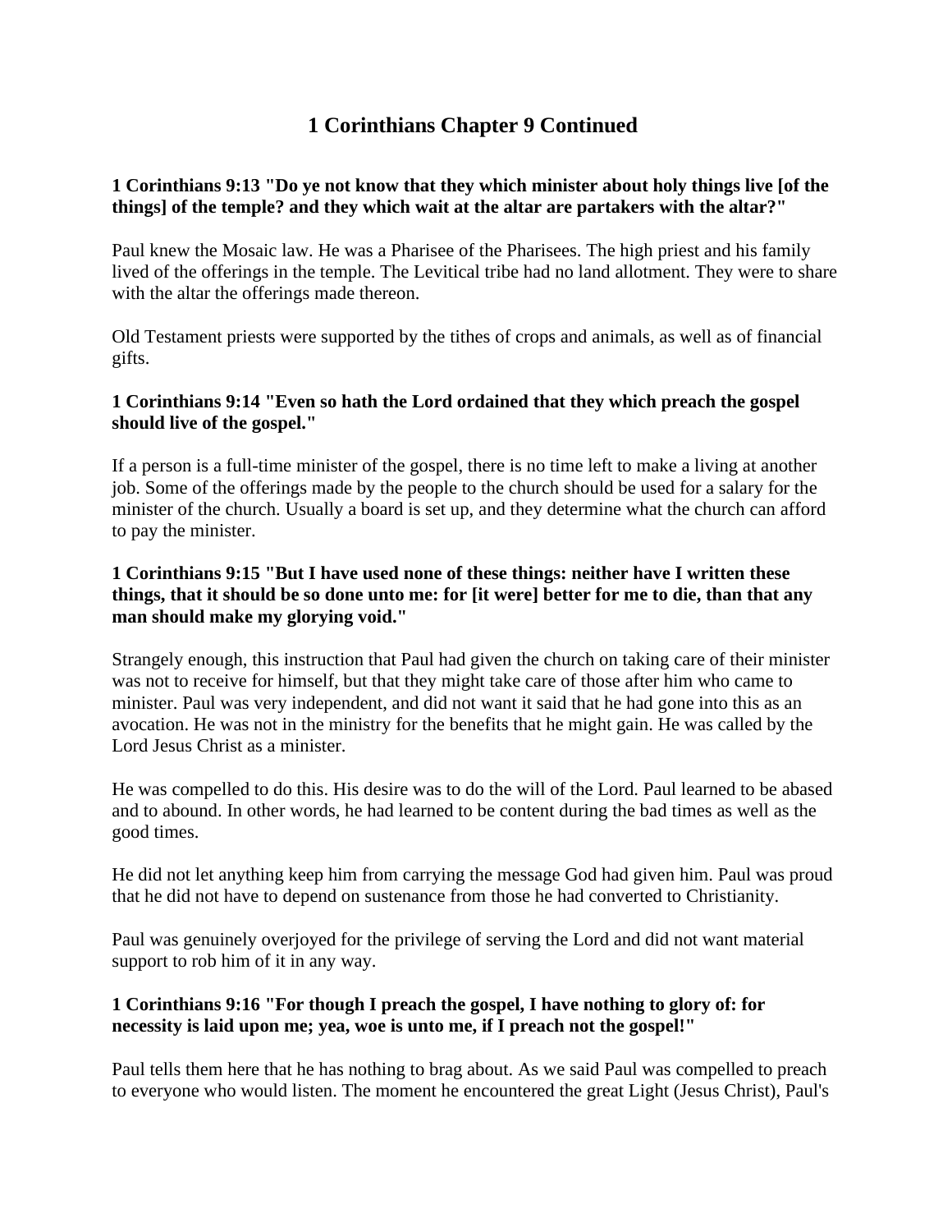# 1 Corinthians Chapter 9 Continued

**1 Corinthians 9:13 "Do ye not know that they which minister about holy things live [of the things] of the temple? and they which wait at the altar are partakers with the altar?"**

Paul knew the Mosaic law. He was a Pharisee of the Pharisees. The high priest and his family lived of the offerings in the temple. The Levitical tribe had no land allotment. They were to share with the altar the offerings made thereon.

Old Testament priests were supported by the tithes of crops and animals, as well as of financial gifts.

**1 Corinthians 9:14 "Even so hath the Lord ordained that they which preach the gospel should live of the gospel."**

If a person is a full-time minister of the gospel, there is no time left to make a living at another job. Some of the offerings made by the people to the church should be used for a salary for the minister of the church. Usually a board is set up, and they determine what the church can afford to pay the minister.

**1 Corinthians 9:15 "But I have used none of these things: neither have I written these things, that it should be so done unto me: for [it were] better for me to die, than that any man should make my glorying void."**

Strangely enough, this instruction that Paul had given the church on taking care of their minister was not to receive for himself, but that they might take care of those after him who came to minister. Paul was very independent, and did not want it said that he had gone into this as an avocation. He was not in the ministry for the benefits that he might gain. He was called by the Lord Jesus Christ as a minister.

He was compelled to do this. His desire was to do the will of the Lord. Paul learned to be abased and to abound. In other words, he had learned to be content during the bad times as well as the good times.

He did not let anything keep him from carrying the message God had given him. Paul was proud that he did not have to depend on sustenance from those he had converted to Christianity.

Paul was genuinely overjoyed for the privilege of serving the Lord and did not want material support to rob him of it in any way.

**1 Corinthians 9:16 "For though I preach the gospel, I have nothing to glory of: for necessity is laid upon me; yea, woe is unto me, if I preach not the gospel!"**

Paul tells them here that he has nothing to brag about. As we said Paul was compelled to preach to everyone who would listen. The moment he encountered the great Light (Jesus Christ), Paul's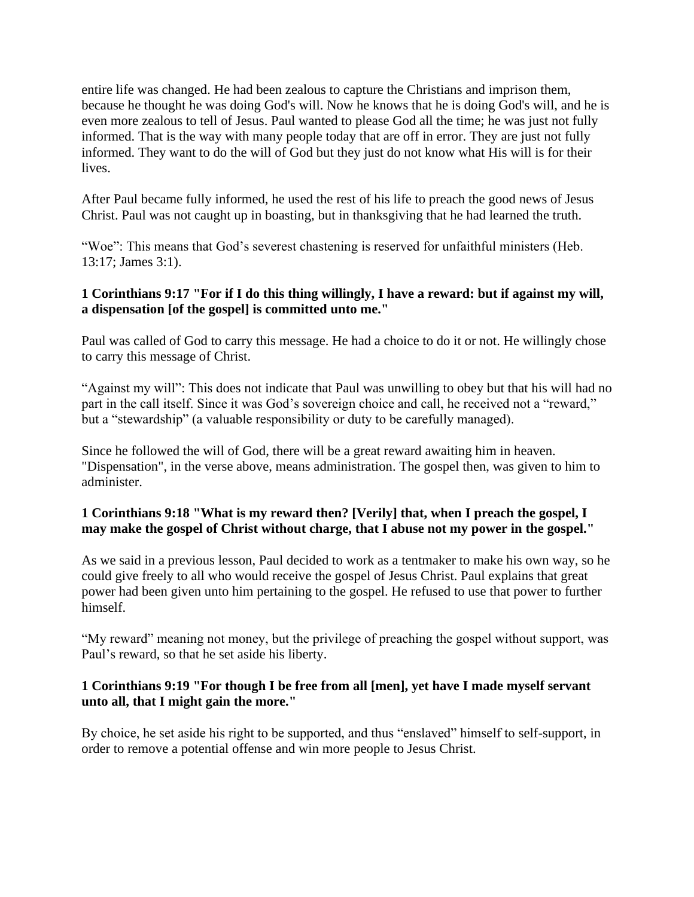entire life was changed. He had been zealous to capture the Christians and imprison them, because he thought he was doing God's will. Now he knows that he is doing God's will, and he is even more zealous to tell of Jesus. Paul wanted to please God all the time; he was just not fully informed. That is the way with many people today that are off in error. They are just not fully informed. They want to do the will of God but they just do not know what His will is for their lives.

After Paul became fully informed, he used the rest of his life to preach the good news of Jesus Christ. Paul was not caught up in boasting, but in thanksgiving that he had learned the truth.

"Woe": This means that God's severest chastening is reserved for unfaithful ministers (Heb. 13:17; James 3:1).

**1 Corinthians 9:17 "For if I do this thing willingly, I have a reward: but if against my will, a dispensation [of the gospel] is committed unto me."**

Paul was called of God to carry this message. He had a choice to do it or not. He willingly chose to carry this message of Christ.

"Against my will": This does not indicate that Paul was unwilling to obey but that his will had no part in the call itself. Since it was God's sovereign choice and call, he received not a "reward," but a "stewardship" (a valuable responsibility or duty to be carefully managed).

Since he followed the will of God, there will be a great reward awaiting him in heaven. "Dispensation", in the verse above, means administration. The gospel then, was given to him to administer.

**1 Corinthians 9:18 "What is my reward then? [Verily] that, when I preach the gospel, I may make the gospel of Christ without charge, that I abuse not my power in the gospel."**

As we said in a previous lesson, Paul decided to work as a tentmaker to make his own way, so he could give freely to all who would receive the gospel of Jesus Christ. Paul explains that great power had been given unto him pertaining to the gospel. He refused to use that power to further himself.

"My reward" meaning not money, but the privilege of preaching the gospel without support, was Paul's reward, so that he set aside his liberty.

**1 Corinthians 9:19 "For though I be free from all [men], yet have I made myself servant unto all, that I might gain the more."**

By choice, he set aside his right to be supported, and thus "enslaved" himself to self-support, in order to remove a potential offense and win more people to Jesus Christ.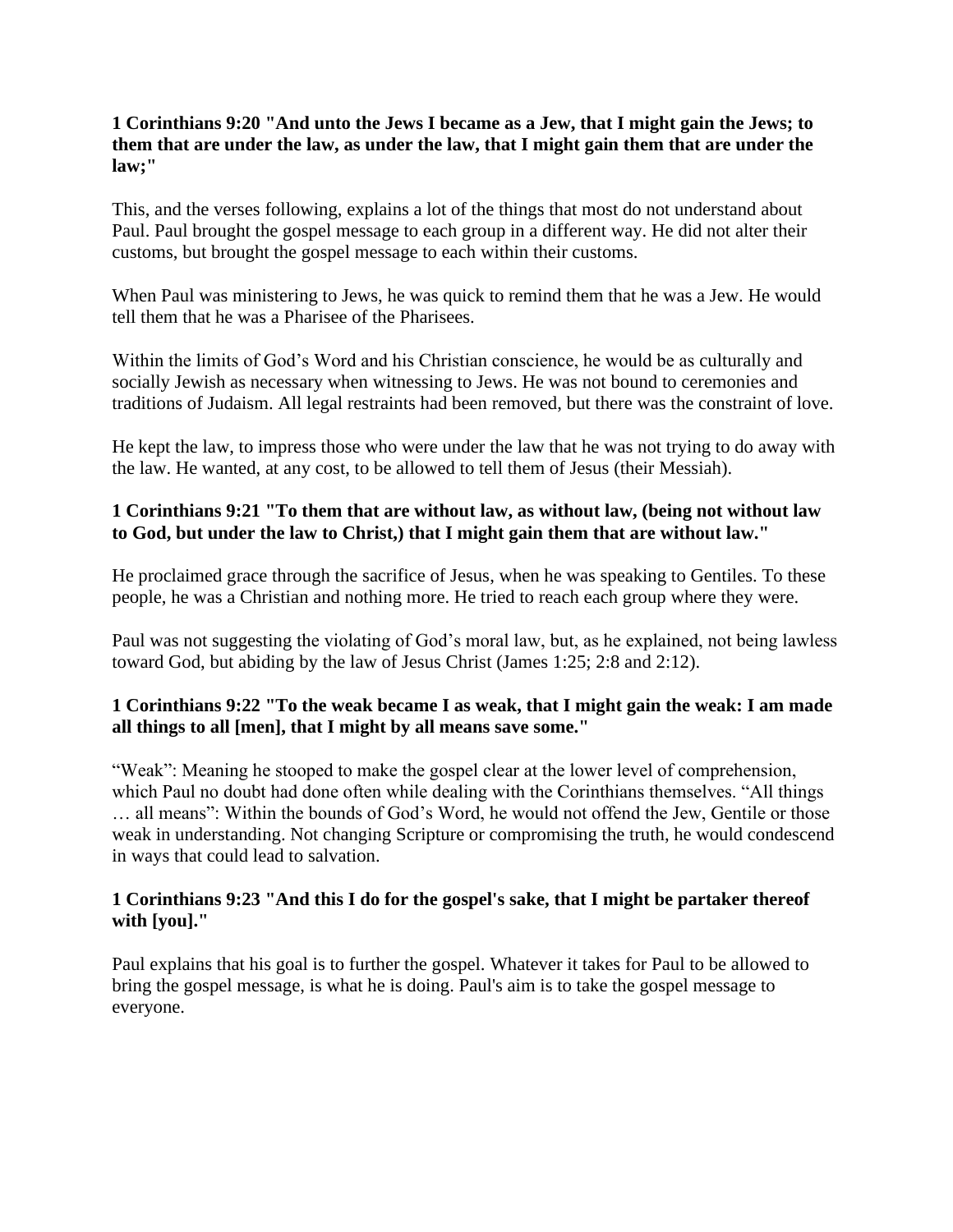**1 Corinthians 9:20 "And unto the Jews I became as a Jew, that I might gain the Jews; to them that are under the law, as under the law, that I might gain them that are under the law;"**

This, and the verses following, explains a lot of the things that most do not understand about Paul. Paul brought the gospel message to each group in a different way. He did not alter their customs, but brought the gospel message to each within their customs.

When Paul was ministering to Jews, he was quick to remind them that he was a Jew. He would tell them that he was a Pharisee of the Pharisees.

Within the limits of God's Word and his Christian conscience, he would be as culturally and socially Jewish as necessary when witnessing to Jews. He was not bound to ceremonies and traditions of Judaism. All legal restraints had been removed, but there was the constraint of love.

He kept the law, to impress those who were under the law that he was not trying to do away with the law. He wanted, at any cost, to be allowed to tell them of Jesus (their Messiah).

**1 Corinthians 9:21 "To them that are without law, as without law, (being not without law to God, but under the law to Christ,) that I might gain them that are without law."**

He proclaimed grace through the sacrifice of Jesus, when he was speaking to Gentiles. To these people, he was a Christian and nothing more. He tried to reach each group where they were.

Paul was not suggesting the violating of God's moral law, but, as he explained, not being lawless toward God, but abiding by the law of Jesus Christ (James 1:25; 2:8 and 2:12).

**1 Corinthians 9:22 "To the weak became I as weak, that I might gain the weak: I am made all things to all [men], that I might by all means save some."**

"Weak": Meaning he stooped to make the gospel clear at the lower level of comprehension, which Paul no doubt had done often while dealing with the Corinthians themselves. "All things … all means": Within the bounds of God's Word, he would not offend the Jew, Gentile or those weak in understanding. Not changing Scripture or compromising the truth, he would condescend in ways that could lead to salvation.

**1 Corinthians 9:23 "And this I do for the gospel's sake, that I might be partaker thereof with [you]."**

Paul explains that his goal is to further the gospel. Whatever it takes for Paul to be allowed to bring the gospel message, is what he is doing. Paul's aim is to take the gospel message to everyone.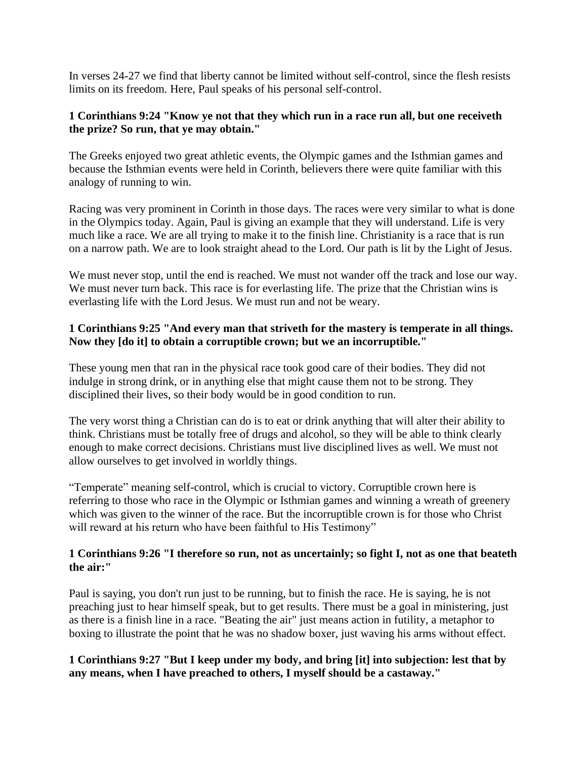In verses 24-27 we find that liberty cannot be limited without self-control, since the flesh resists limits on its freedom. Here, Paul speaks of his personal self-control.

**1 Corinthians 9:24 "Know ye not that they which run in a race run all, but one receiveth the prize? So run, that ye may obtain."**

The Greeks enjoyed two great athletic events, the Olympic games and the Isthmian games and because the Isthmian events were held in Corinth, believers there were quite familiar with this analogy of running to win.

Racing was very prominent in Corinth in those days. The races were very similar to what is done in the Olympics today. Again, Paul is giving an example that they will understand. Life is very much like a race. We are all trying to make it to the finish line. Christianity is a race that is run on a narrow path. We are to look straight ahead to the Lord. Our path is lit by the Light of Jesus.

We must never stop, until the end is reached. We must not wander off the track and lose our way. We must never turn back. This race is for everlasting life. The prize that the Christian wins is everlasting life with the Lord Jesus. We must run and not be weary.

**1 Corinthians 9:25 "And every man that striveth for the mastery is temperate in all things. Now they [do it] to obtain a corruptible crown; but we an incorruptible."**

These young men that ran in the physical race took good care of their bodies. They did not indulge in strong drink, or in anything else that might cause them not to be strong. They disciplined their lives, so their body would be in good condition to run.

The very worst thing a Christian can do is to eat or drink anything that will alter their ability to think. Christians must be totally free of drugs and alcohol, so they will be able to think clearly enough to make correct decisions. Christians must live disciplined lives as well. We must not allow ourselves to get involved in worldly things.

"Temperate" meaning self-control, which is crucial to victory. Corruptible crown here is referring to those who race in the Olympic or Isthmian games and winning a wreath of greenery which was given to the winner of the race. But the incorruptible crown is for those who Christ will reward at his return who have been faithful to His Testimony"

**1 Corinthians 9:26 "I therefore so run, not as uncertainly; so fight I, not as one that beateth the air:"**

Paul is saying, you don't run just to be running, but to finish the race. He is saying, he is not preaching just to hear himself speak, but to get results. There must be a goal in ministering, just as there is a finish line in a race. "Beating the air" just means action in futility, a metaphor to boxing to illustrate the point that he was no shadow boxer, just waving his arms without effect.

**1 Corinthians 9:27 "But I keep under my body, and bring [it] into subjection: lest that by any means, when I have preached to others, I myself should be a castaway."**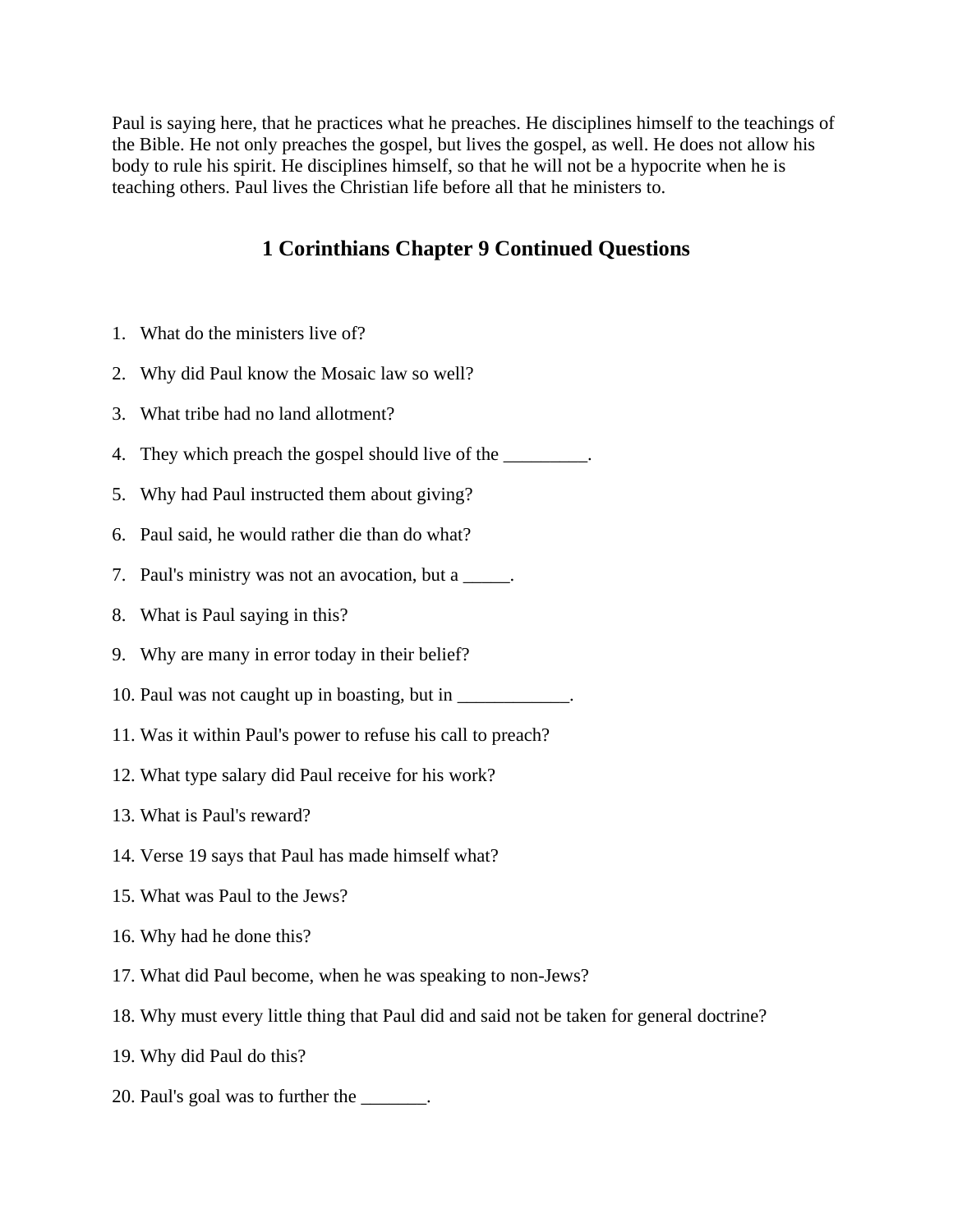Paul is saying here, that he practices what he preaches. He disciplines himself to the teachings of the Bible. He not only preaches the gospel, but lives the gospel, as well. He does not allow his body to rule his spirit. He disciplines himself, so that he will not be a hypocrite when he is teaching others. Paul lives the Christian life before all that he ministers to.

## 1 Corinthians Chapter 9 Continued Questions

1. What do the ministers live of?
2. Why did Paul know the Mosaic law so well?
3. What tribe had no land allotment?
4. They which preach the gospel should live of the _________.
5. Why had Paul instructed them about giving?
6. Paul said, he would rather die than do what?
7. Paul's ministry was not an avocation, but a _____.
8. What is Paul saying in this?
9. Why are many in error today in their belief?
10. Paul was not caught up in boasting, but in ____________.
11. Was it within Paul's power to refuse his call to preach?
12. What type salary did Paul receive for his work?
13. What is Paul's reward?
14. Verse 19 says that Paul has made himself what?
15. What was Paul to the Jews?
16. Why had he done this?
17. What did Paul become, when he was speaking to non-Jews?
18. Why must every little thing that Paul did and said not be taken for general doctrine?
19. Why did Paul do this?
20. Paul's goal was to further the _______.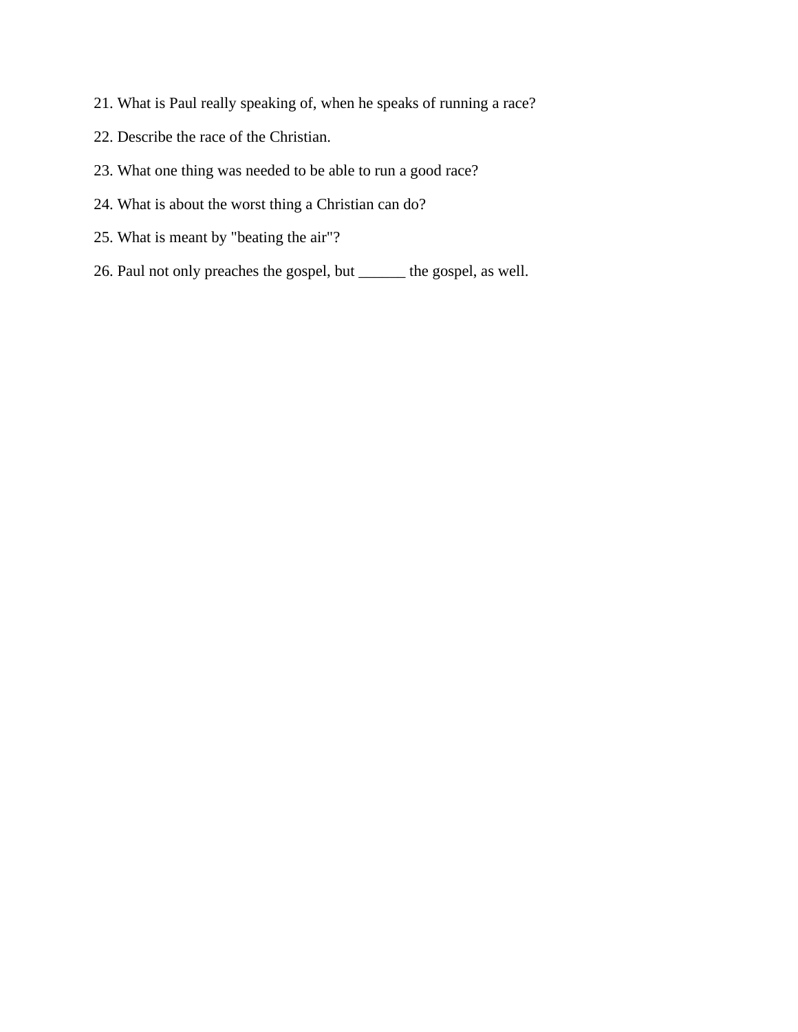21. What is Paul really speaking of, when he speaks of running a race?

22. Describe the race of the Christian.

23. What one thing was needed to be able to run a good race?

24. What is about the worst thing a Christian can do?

25. What is meant by "beating the air"?

26. Paul not only preaches the gospel, but ______ the gospel, as well.